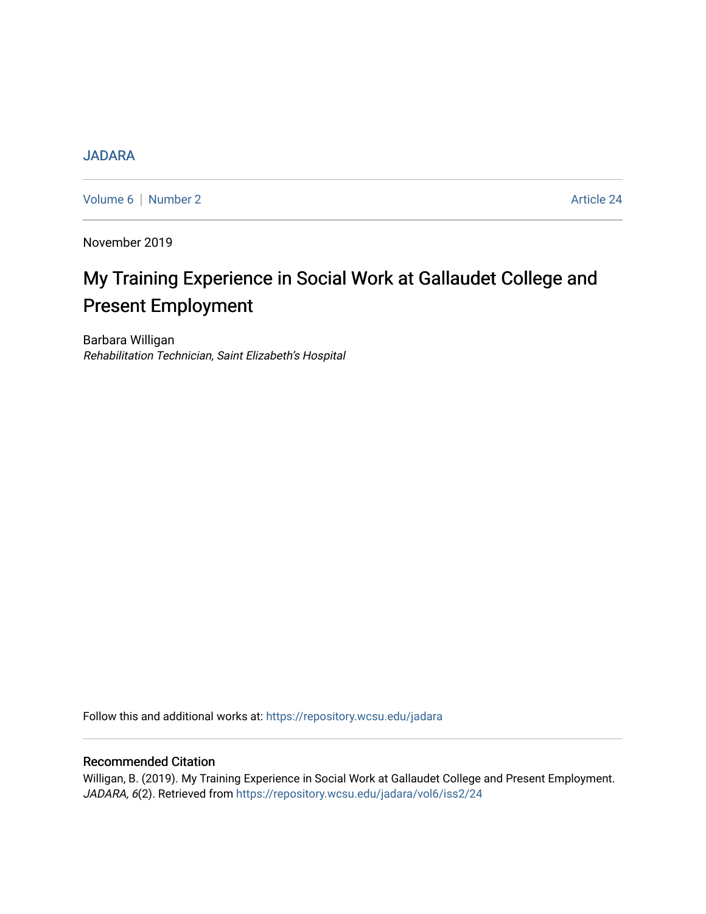JADARA

Volume 6 | Number 2 Article 24

November 2019

# My Training Experience in Social Work at Gallaudet College and Present Employment

Barbara Willigan
*Rehabilitation Technician, Saint Elizabeth's Hospital*

Follow this and additional works at: https://repository.wcsu.edu/jadara

## Recommended Citation

Willigan, B. (2019). My Training Experience in Social Work at Gallaudet College and Present Employment. *JADARA, 6*(2). Retrieved from https://repository.wcsu.edu/jadara/vol6/iss2/24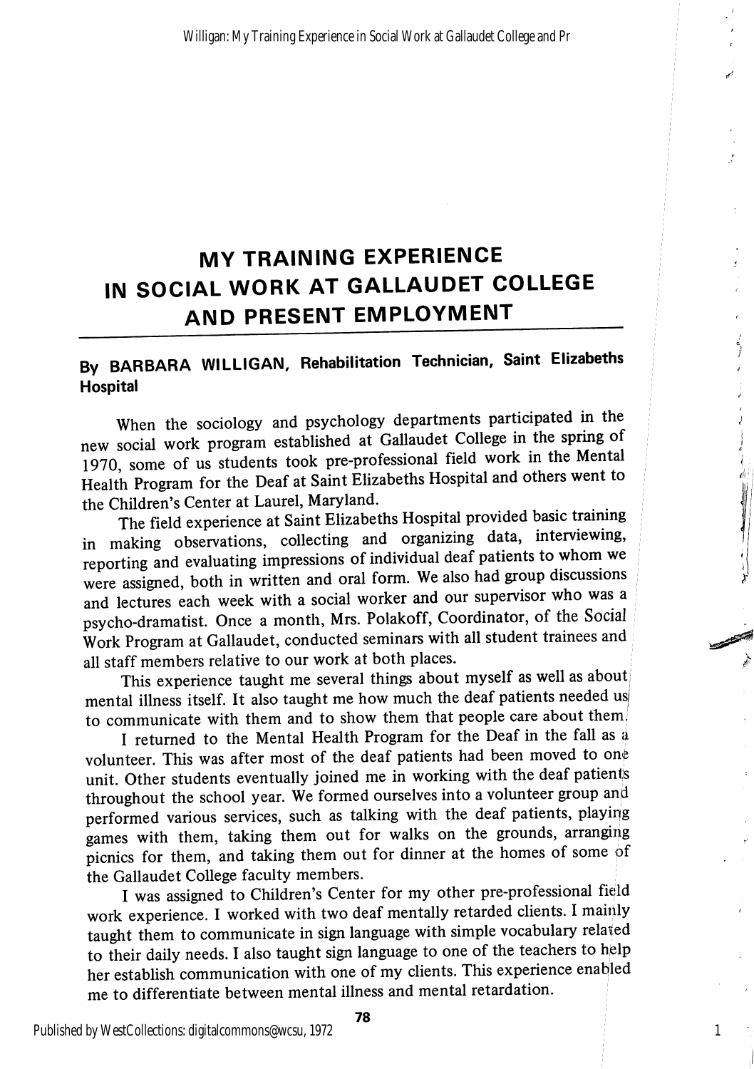# MY TRAINING EXPERIENCE IN SOCIAL WORK AT GALLAUDET COLLEGE AND PRESENT EMPLOYMENT

## By BARBARA WILLIGAN, Rehabilitation Technician, Saint Elizabeths Hospital

When the sociology and psychology departments participated in the new social work program established at Gallaudet College in the spring of 1970, some of us students took pre-professional field work in the Mental Health Program for the Deaf at Saint Elizabeths Hospital and others went to the Children's Center at Laurel, Maryland.

The field experience at Saint Elizabeths Hospital provided basic training in making observations, collecting and organizing data, interviewing, reporting and evaluating impressions of individual deaf patients to whom we were assigned, both in written and oral form. We also had group discussions and lectures each week with a social worker and our supervisor who was a psycho-dramatist. Once a month, Mrs. Polakoff, Coordinator, of the Social Work Program at Gallaudet, conducted seminars with all student trainees and all staff members relative to our work at both places.

This experience taught me several things about myself as well as about mental illness itself. It also taught me how much the deaf patients needed us to communicate with them and to show them that people care about them.

I returned to the Mental Health Program for the Deaf in the fall as a volunteer. This was after most of the deaf patients had been moved to one unit. Other students eventually joined me in working with the deaf patients throughout the school year. We formed ourselves into a volunteer group and performed various services, such as talking with the deaf patients, playing games with them, taking them out for walks on the grounds, arranging picnics for them, and taking them out for dinner at the homes of some of the Gallaudet College faculty members.

I was assigned to Children's Center for my other pre-professional field work experience. I worked with two deaf mentally retarded clients. I mainly taught them to communicate in sign language with simple vocabulary related to their daily needs. I also taught sign language to one of the teachers to help her establish communication with one of my clients. This experience enabled me to differentiate between mental illness and mental retardation.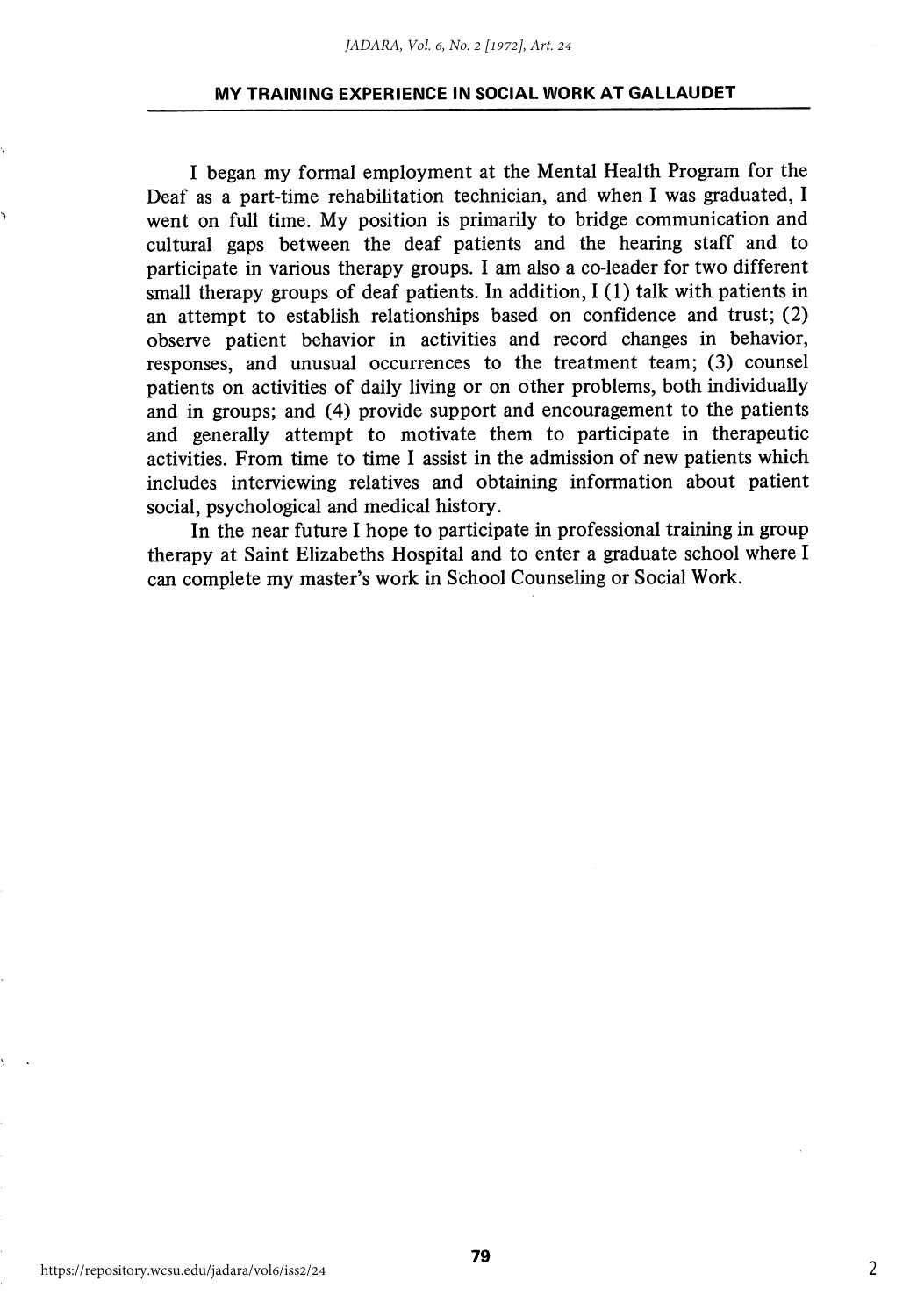I began my formal employment at the Mental Health Program for the Deaf as a part-time rehabilitation technician, and when I was graduated, I went on full time. My position is primarily to bridge communication and cultural gaps between the deaf patients and the hearing staff and to participate in various therapy groups. I am also a co-leader for two different small therapy groups of deaf patients. In addition, I (1) talk with patients in an attempt to establish relationships based on confidence and trust; (2) observe patient behavior in activities and record changes in behavior, responses, and unusual occurrences to the treatment team; (3) counsel patients on activities of daily living or on other problems, both individually and in groups; and (4) provide support and encouragement to the patients and generally attempt to motivate them to participate in therapeutic activities. From time to time I assist in the admission of new patients which includes interviewing relatives and obtaining information about patient social, psychological and medical history.

In the near future I hope to participate in professional training in group therapy at Saint Elizabeths Hospital and to enter a graduate school where I can complete my master's work in School Counseling or Social Work.